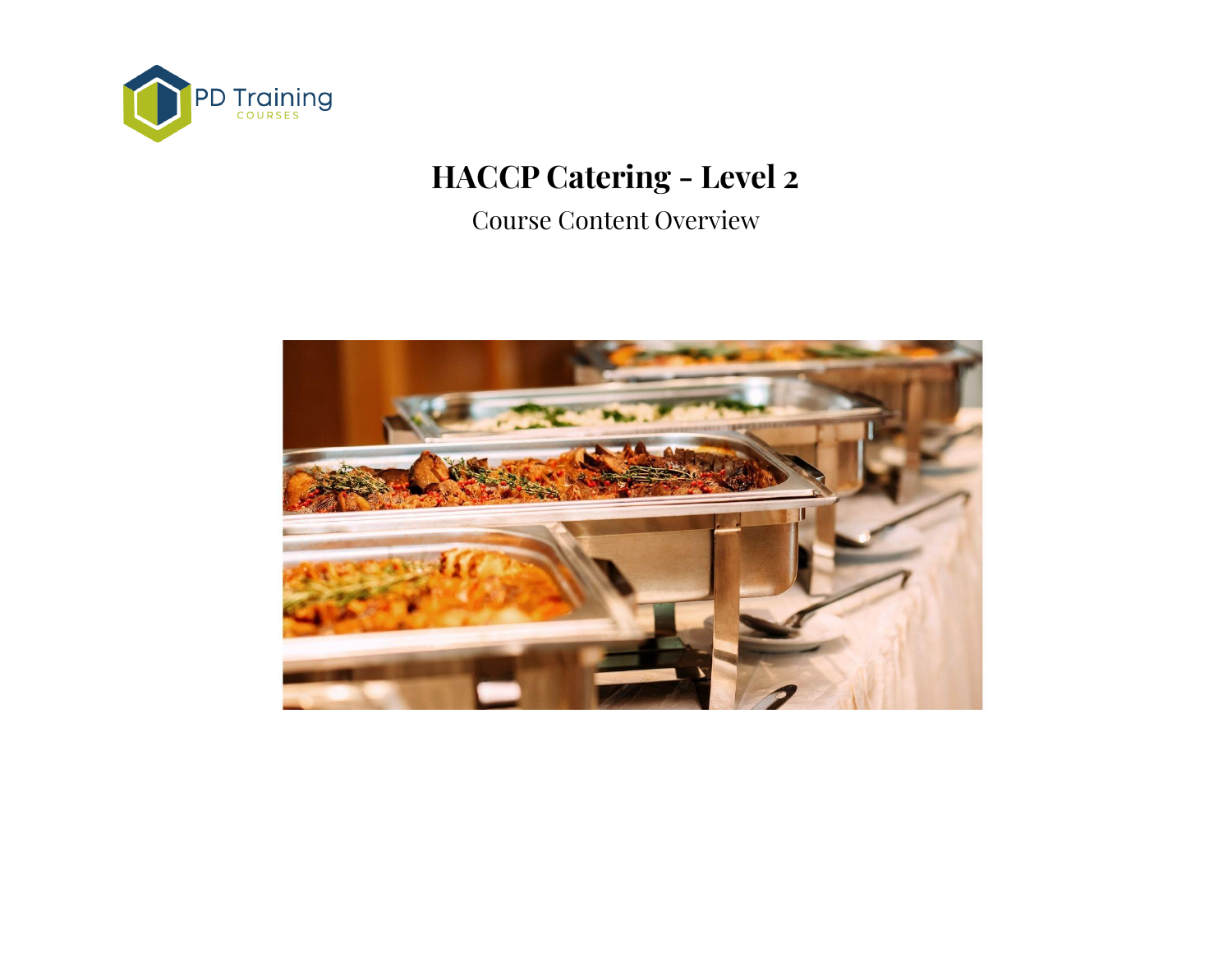PD Training
COURSES

# HACCP Catering - Level 2

Course Content Overview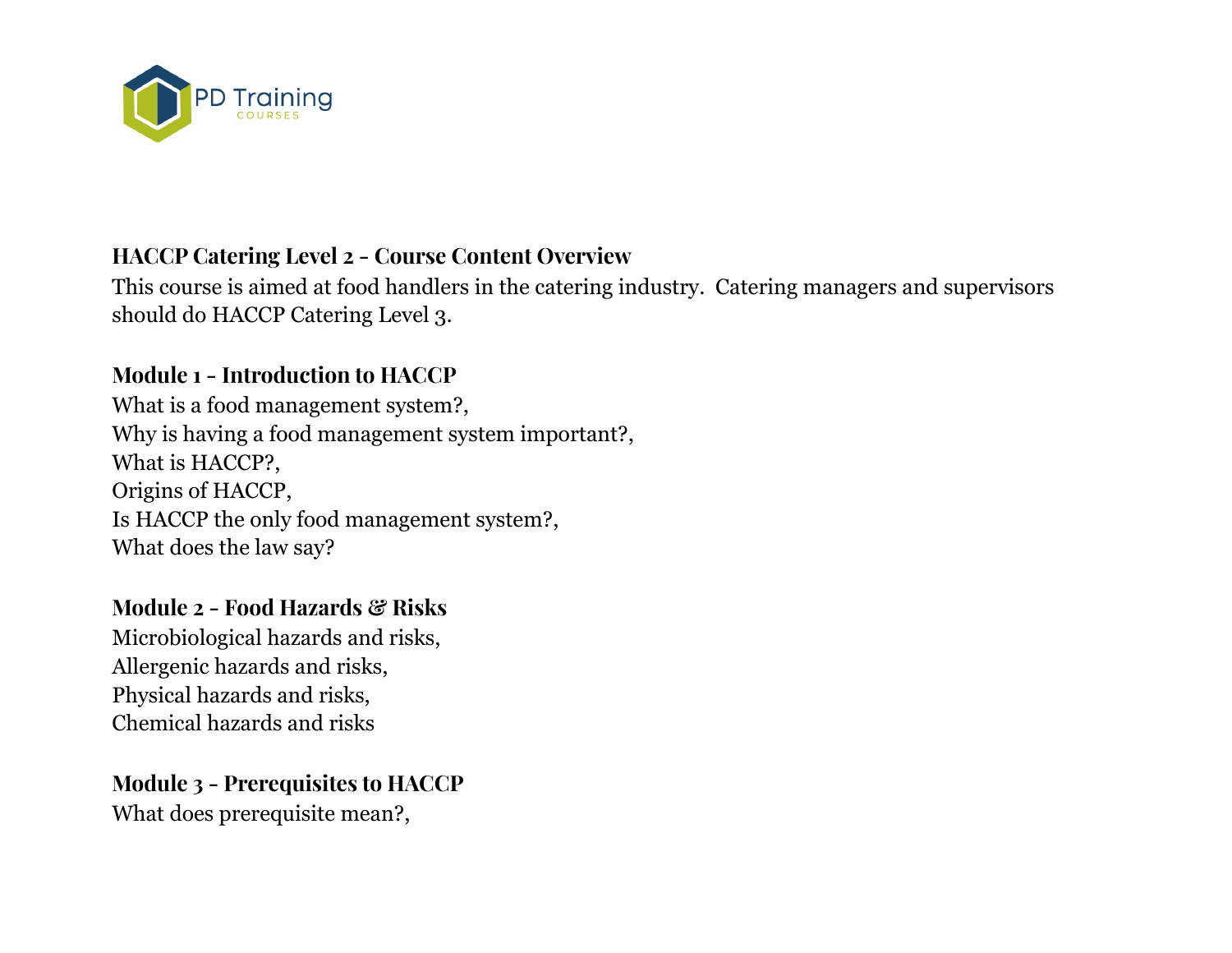## HACCP Catering Level 2 - Course Content Overview

This course is aimed at food handlers in the catering industry. Catering managers and supervisors should do HACCP Catering Level 3.

### Module 1 - Introduction to HACCP

What is a food management system?,
Why is having a food management system important?,
What is HACCP?,
Origins of HACCP,
Is HACCP the only food management system?,
What does the law say?

### Module 2 - Food Hazards & Risks

Microbiological hazards and risks,
Allergenic hazards and risks,
Physical hazards and risks,
Chemical hazards and risks

### Module 3 - Prerequisites to HACCP

What does prerequisite mean?,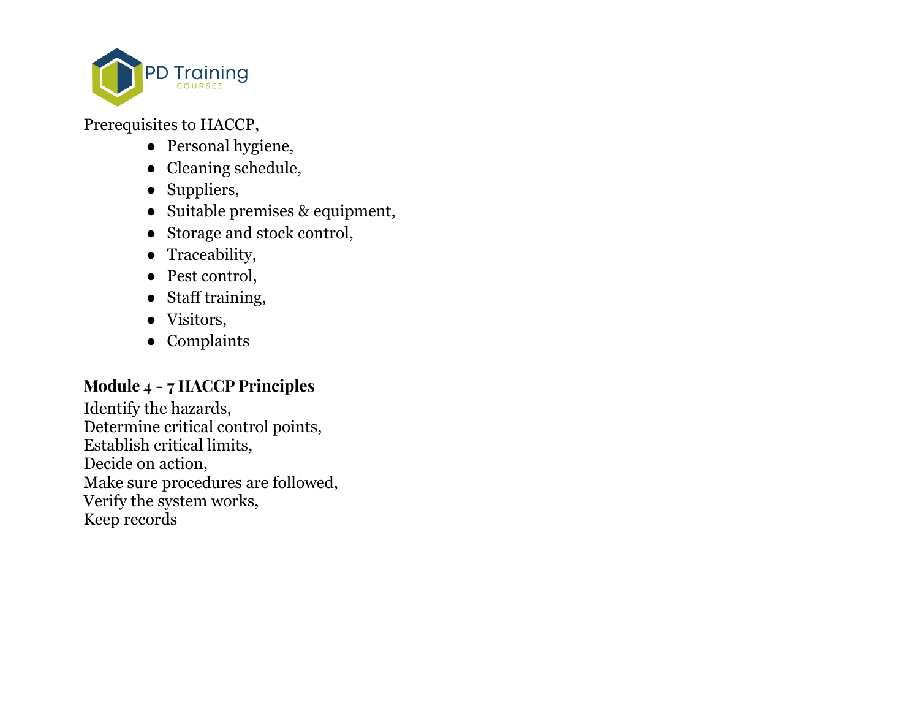Prerequisites to HACCP,

- Personal hygiene,
- Cleaning schedule,
- Suppliers,
- Suitable premises & equipment,
- Storage and stock control,
- Traceability,
- Pest control,
- Staff training,
- Visitors,
- Complaints

**Module 4 - 7 HACCP Principles**

Identify the hazards,
Determine critical control points,
Establish critical limits,
Decide on action,
Make sure procedures are followed,
Verify the system works,
Keep records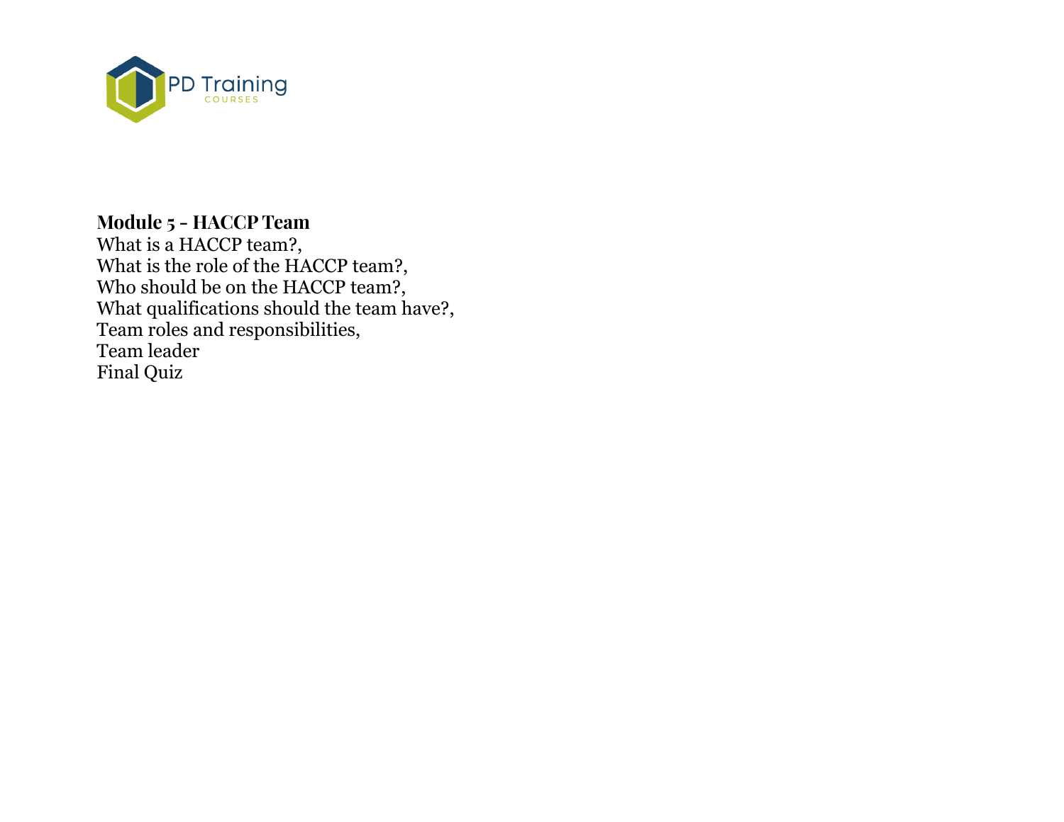**Module 5 - HACCP Team**
What is a HACCP team?,
What is the role of the HACCP team?,
Who should be on the HACCP team?,
What qualifications should the team have?,
Team roles and responsibilities,
Team leader
Final Quiz